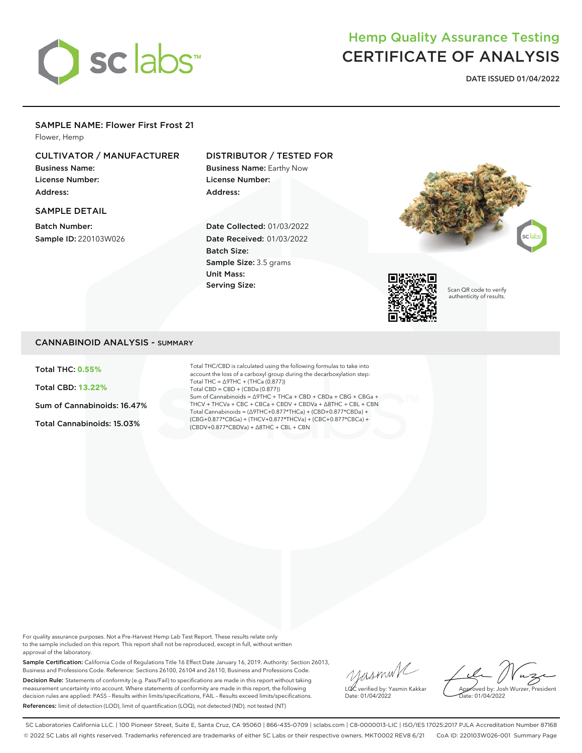# Hemp Quality Assurance Testing
# CERTIFICATE OF ANALYSIS

**DATE ISSUED 01/04/2022**

## SAMPLE NAME: Flower First Frost 21

Flower, Hemp

### CULTIVATOR / MANUFACTURER

**Business Name:**
**License Number:**
**Address:**

### DISTRIBUTOR / TESTED FOR

**Business Name:** Earthy Now
**License Number:**
**Address:**

### SAMPLE DETAIL

**Batch Number:**
**Sample ID:** 220103W026

**Date Collected:** 01/03/2022
**Date Received:** 01/03/2022
**Batch Size:**
**Sample Size:** 3.5 grams
**Unit Mass:**
**Serving Size:**

Scan QR code to verify authenticity of results.

## CANNABINOID ANALYSIS - SUMMARY

**Total THC: 0.55%**

**Total CBD: 13.22%**

**Sum of Cannabinoids: 16.47%**

**Total Cannabinoids: 15.03%**

Total THC/CBD is calculated using the following formulas to take into account the loss of a carboxyl group during the decarboxylation step:
Total THC = Δ9THC + (THCa (0.877))
Total CBD = CBD + (CBDa (0.877))
Sum of Cannabinoids = Δ9THC + THCa + CBD + CBDa + CBG + CBGa + THCV + THCVa + CBC + CBCa + CBDV + CBDVa + Δ8THC + CBL + CBN
Total Cannabinoids = (Δ9THC+0.877*THCa) + (CBD+0.877*CBDa) + (CBG+0.877*CBGa) + (THCV+0.877*THCVa) + (CBC+0.877*CBCa) + (CBDV+0.877*CBDVa) + Δ8THC + CBL + CBN

For quality assurance purposes. Not a Pre-Harvest Hemp Lab Test Report. These results relate only to the sample included on this report. This report shall not be reproduced, except in full, without written approval of the laboratory.

**Sample Certification:** California Code of Regulations Title 16 Effect Date January 16, 2019. Authority: Section 26013, Business and Professions Code. Reference: Sections 26100, 26104 and 26110, Business and Professions Code.

**Decision Rule:** Statements of conformity (e.g. Pass/Fail) to specifications are made in this report without taking measurement uncertainty into account. Where statements of conformity are made in this report, the following decision rules are applied: PASS – Results within limits/specifications, FAIL – Results exceed limits/specifications.

**References:** limit of detection (LOD), limit of quantification (LOQ), not detected (ND), not tested (NT)

LQC verified by: Yasmin Kakkar
Date: 01/04/2022

Approved by: Josh Wurzer, President
Date: 01/04/2022

SC Laboratories California LLC. | 100 Pioneer Street, Suite E, Santa Cruz, CA 95060 | 866-435-0709 | sclabs.com | C8-0000013-LIC | ISO/IES 17025:2017 PJLA Accreditation Number 87168
© 2022 SC Labs all rights reserved. Trademarks referenced are trademarks of either SC Labs or their respective owners. MKT0002 REV8 6/21 CoA ID: 220103W026-001 Summary Page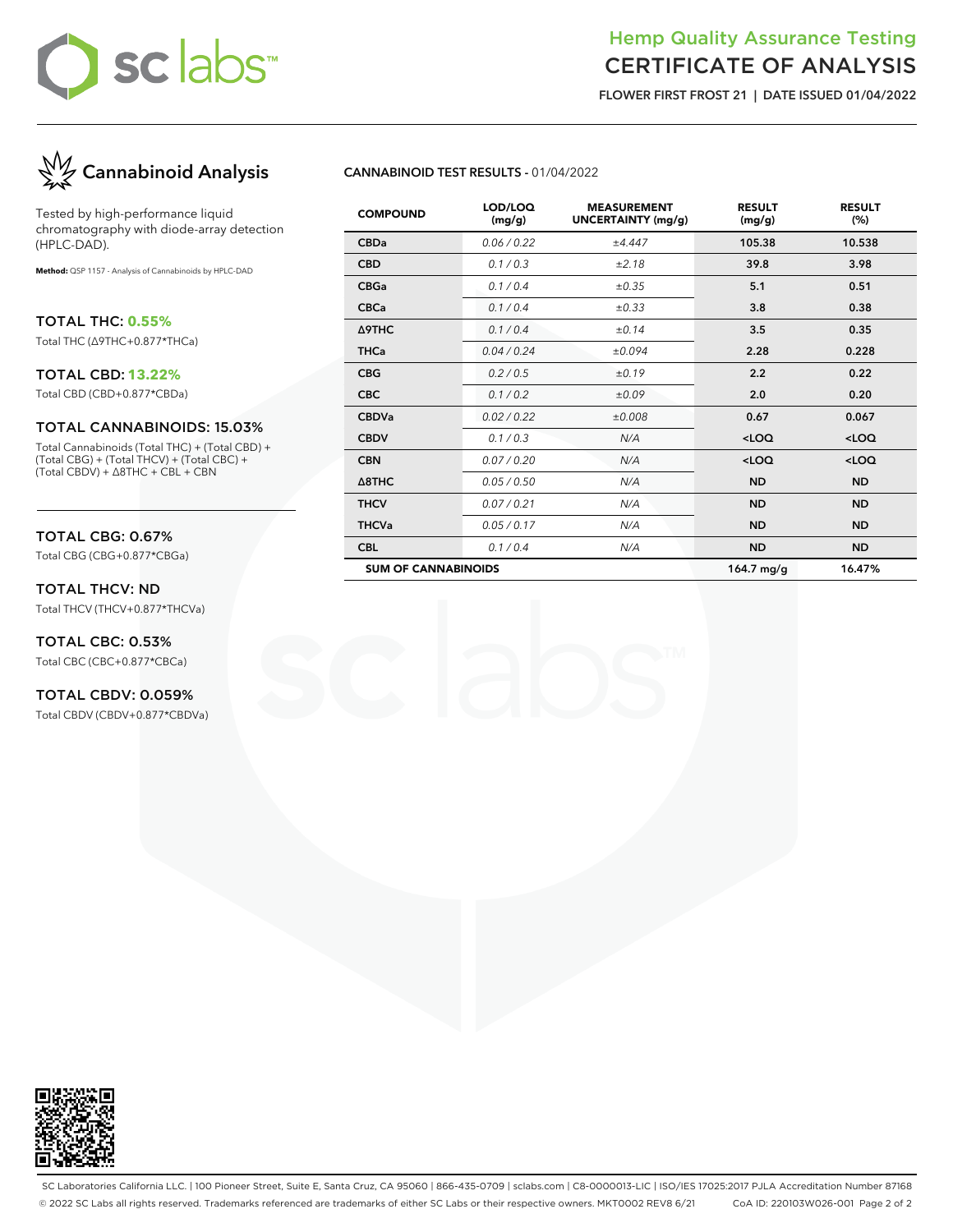# Hemp Quality Assurance Testing
# CERTIFICATE OF ANALYSIS

**FLOWER FIRST FROST 21 | DATE ISSUED 01/04/2022**

## Cannabinoid Analysis

Tested by high-performance liquid chromatography with diode-array detection (HPLC-DAD).

**Method:** QSP 1157 - Analysis of Cannabinoids by HPLC-DAD

### TOTAL THC: 0.55%

Total THC (Δ9THC+0.877*THCa)

### TOTAL CBD: 13.22%

Total CBD (CBD+0.877*CBDa)

### TOTAL CANNABINOIDS: 15.03%

Total Cannabinoids (Total THC) + (Total CBD) + (Total CBG) + (Total THCV) + (Total CBC) + (Total CBDV) + Δ8THC + CBL + CBN

### TOTAL CBG: 0.67%

Total CBG (CBG+0.877*CBGa)

### TOTAL THCV: ND

Total THCV (THCV+0.877*THCVa)

### TOTAL CBC: 0.53%

Total CBC (CBC+0.877*CBCa)

### TOTAL CBDV: 0.059%

Total CBDV (CBDV+0.877*CBDVa)

**CANNABINOID TEST RESULTS** - 01/04/2022

| COMPOUND | LOD/LOQ (mg/g) | MEASUREMENT UNCERTAINTY (mg/g) | RESULT (mg/g) | RESULT (%) |
|---|---|---|---|---|
| CBDa | 0.06 / 0.22 | ±4.447 | 105.38 | 10.538 |
| CBD | 0.1 / 0.3 | ±2.18 | 39.8 | 3.98 |
| CBGa | 0.1 / 0.4 | ±0.35 | 5.1 | 0.51 |
| CBCa | 0.1 / 0.4 | ±0.33 | 3.8 | 0.38 |
| Δ9THC | 0.1 / 0.4 | ±0.14 | 3.5 | 0.35 |
| THCa | 0.04 / 0.24 | ±0.094 | 2.28 | 0.228 |
| CBG | 0.2 / 0.5 | ±0.19 | 2.2 | 0.22 |
| CBC | 0.1 / 0.2 | ±0.09 | 2.0 | 0.20 |
| CBDVa | 0.02 / 0.22 | ±0.008 | 0.67 | 0.067 |
| CBDV | 0.1 / 0.3 | N/A | <LOQ | <LOQ |
| CBN | 0.07 / 0.20 | N/A | <LOQ | <LOQ |
| Δ8THC | 0.05 / 0.50 | N/A | ND | ND |
| THCV | 0.07 / 0.21 | N/A | ND | ND |
| THCVa | 0.05 / 0.17 | N/A | ND | ND |
| CBL | 0.1 / 0.4 | N/A | ND | ND |
| **SUM OF CANNABINOIDS** | | | 164.7 mg/g | 16.47% |

SC Laboratories California LLC. | 100 Pioneer Street, Suite E, Santa Cruz, CA 95060 | 866-435-0709 | sclabs.com | C8-0000013-LIC | ISO/IES 17025:2017 PJLA Accreditation Number 87168
© 2022 SC Labs all rights reserved. Trademarks referenced are trademarks of either SC Labs or their respective owners. MKT0002 REV8 6/21 CoA ID: 220103W026-001